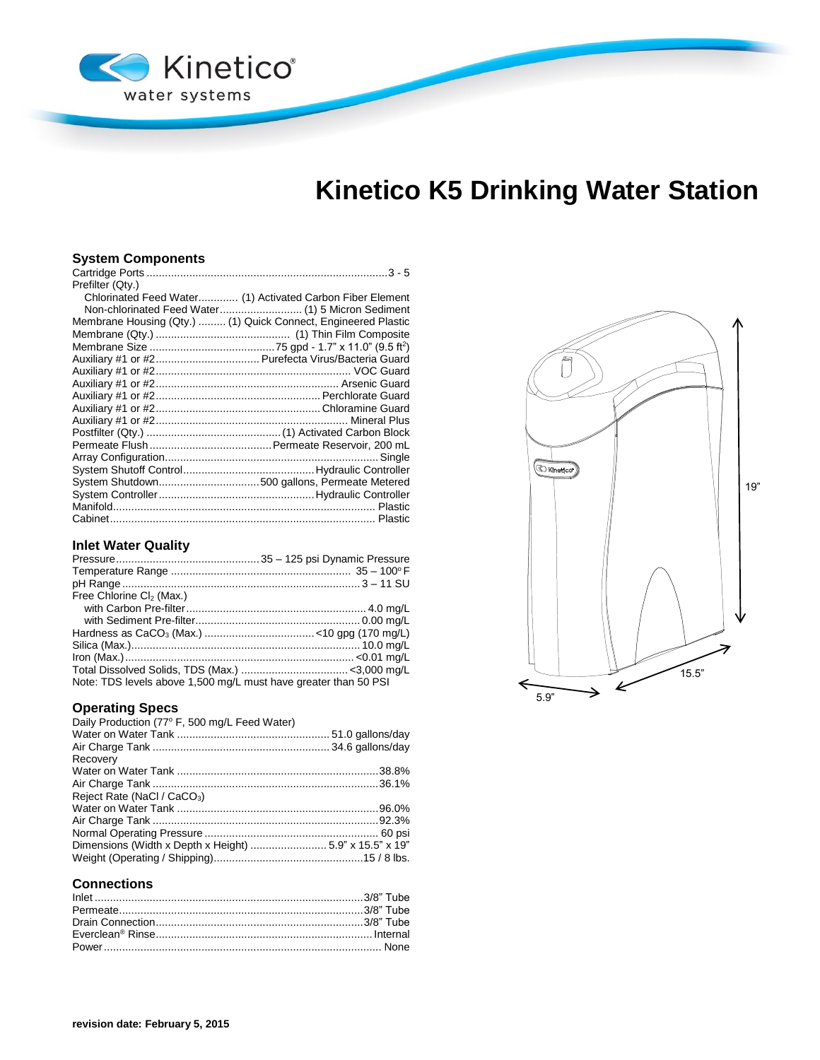# Kinetico K5 Drinking Water Station

## System Components

| | |
|---|---|
| Cartridge Ports | 3 - 5 |
| Prefilter (Qty.) | |
| Chlorinated Feed Water | (1) Activated Carbon Fiber Element |
| Non-chlorinated Feed Water | (1) 5 Micron Sediment |
| Membrane Housing (Qty.) | (1) Quick Connect, Engineered Plastic |
| Membrane (Qty.) | (1) Thin Film Composite |
| Membrane Size | 75 gpd - 1.7" x 11.0" (9.5 $ft^2$) |
| Auxiliary #1 or #2 | Purefecta Virus/Bacteria Guard |
| Auxiliary #1 or #2 | VOC Guard |
| Auxiliary #1 or #2 | Arsenic Guard |
| Auxiliary #1 or #2 | Perchlorate Guard |
| Auxiliary #1 or #2 | Chloramine Guard |
| Auxiliary #1 or #2 | Mineral Plus |
| Postfilter (Qty.) | (1) Activated Carbon Block |
| Permeate Flush | Permeate Reservoir, 200 mL |
| Array Configuration | Single |
| System Shutoff Control | Hydraulic Controller |
| System Shutdown | 500 gallons, Permeate Metered |
| System Controller | Hydraulic Controller |
| Manifold | Plastic |
| Cabinet | Plastic |

## Inlet Water Quality

| | |
|---|---|
| Pressure | 35 – 125 psi Dynamic Pressure |
| Temperature Range | 35 – 100° F |
| pH Range | 3 – 11 SU |
| Free Chlorine $Cl_2$ (Max.) | |
| with Carbon Pre-filter | 4.0 mg/L |
| with Sediment Pre-filter | 0.00 mg/L |
| Hardness as $CaCO_3$ (Max.) | <10 gpg (170 mg/L) |
| Silica (Max.) | 10.0 mg/L |
| Iron (Max.) | <0.01 mg/L |
| Total Dissolved Solids, TDS (Max.) | <3,000 mg/L |

Note: TDS levels above 1,500 mg/L must have greater than 50 PSI

## Operating Specs

| | |
|---|---|
| Daily Production (77° F, 500 mg/L Feed Water) | |
| Water on Water Tank | 51.0 gallons/day |
| Air Charge Tank | 34.6 gallons/day |
| Recovery | |
| Water on Water Tank | 38.8% |
| Air Charge Tank | 36.1% |
| Reject Rate (NaCl / $CaCO_3$) | |
| Water on Water Tank | 96.0% |
| Air Charge Tank | 92.3% |
| Normal Operating Pressure | 60 psi |
| Dimensions (Width x Depth x Height) | 5.9" x 15.5" x 19" |
| Weight (Operating / Shipping) | 15 / 8 lbs. |

## Connections

| | |
|---|---|
| Inlet | 3/8" Tube |
| Permeate | 3/8" Tube |
| Drain Connection | 3/8" Tube |
| Everclean® Rinse | Internal |
| Power | None |

19"

15.5"

5.9"

**revision date: February 5, 2015**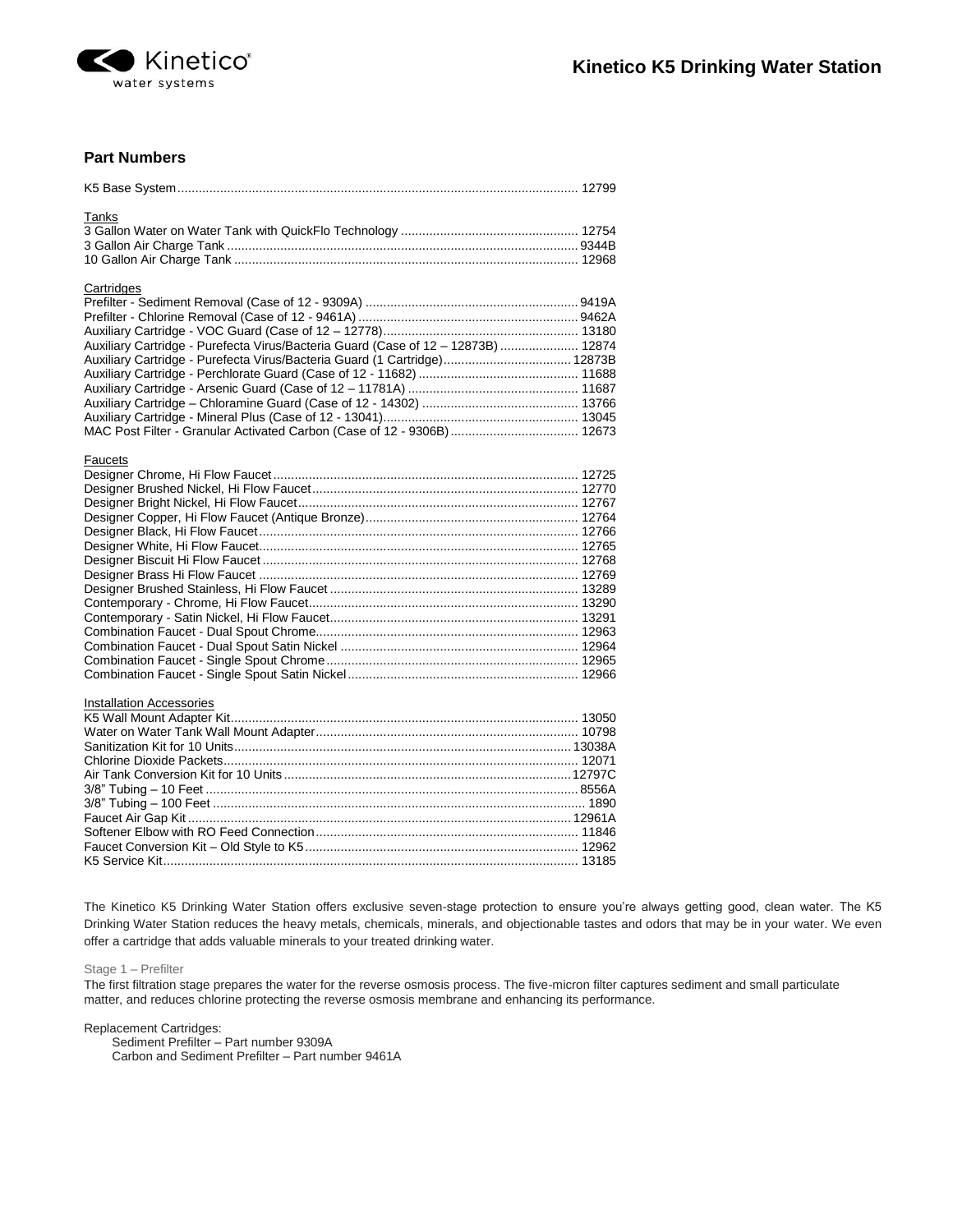# Kinetico K5 Drinking Water Station

## Part Numbers

K5 Base System ................................................ 12799

**Tanks**

3 Gallon Water on Water Tank with QuickFlo Technology ................................................ 12754
3 Gallon Air Charge Tank ................................................ 9344B
10 Gallon Air Charge Tank ................................................ 12968

**Cartridges**

Prefilter - Sediment Removal (Case of 12 - 9309A) ................................................ 9419A
Prefilter - Chlorine Removal (Case of 12 - 9461A) ................................................ 9462A
Auxiliary Cartridge - VOC Guard (Case of 12 – 12778) ................................................ 13180
Auxiliary Cartridge - Purefecta Virus/Bacteria Guard (Case of 12 – 12873B) ................................................ 12874
Auxiliary Cartridge - Purefecta Virus/Bacteria Guard (1 Cartridge) ................................................ 12873B
Auxiliary Cartridge - Perchlorate Guard (Case of 12 - 11682) ................................................ 11688
Auxiliary Cartridge - Arsenic Guard (Case of 12 – 11781A) ................................................ 11687
Auxiliary Cartridge – Chloramine Guard (Case of 12 - 14302) ................................................ 13766
Auxiliary Cartridge - Mineral Plus (Case of 12 - 13041) ................................................ 13045
MAC Post Filter - Granular Activated Carbon (Case of 12 - 9306B) ................................................ 12673

**Faucets**

Designer Chrome, Hi Flow Faucet ................................................ 12725
Designer Brushed Nickel, Hi Flow Faucet ................................................ 12770
Designer Bright Nickel, Hi Flow Faucet ................................................ 12767
Designer Copper, Hi Flow Faucet (Antique Bronze) ................................................ 12764
Designer Black, Hi Flow Faucet ................................................ 12766
Designer White, Hi Flow Faucet ................................................ 12765
Designer Biscuit Hi Flow Faucet ................................................ 12768
Designer Brass Hi Flow Faucet ................................................ 12769
Designer Brushed Stainless, Hi Flow Faucet ................................................ 13289
Contemporary - Chrome, Hi Flow Faucet ................................................ 13290
Contemporary - Satin Nickel, Hi Flow Faucet ................................................ 13291
Combination Faucet - Dual Spout Chrome ................................................ 12963
Combination Faucet - Dual Spout Satin Nickel ................................................ 12964
Combination Faucet - Single Spout Chrome ................................................ 12965
Combination Faucet - Single Spout Satin Nickel ................................................ 12966

**Installation Accessories**

K5 Wall Mount Adapter Kit ................................................ 13050
Water on Water Tank Wall Mount Adapter ................................................ 10798
Sanitization Kit for 10 Units ................................................ 13038A
Chlorine Dioxide Packets ................................................ 12071
Air Tank Conversion Kit for 10 Units ................................................ 12797C
3/8" Tubing – 10 Feet ................................................ 8556A
3/8" Tubing – 100 Feet ................................................ 1890
Faucet Air Gap Kit ................................................ 12961A
Softener Elbow with RO Feed Connection ................................................ 11846
Faucet Conversion Kit – Old Style to K5 ................................................ 12962
K5 Service Kit ................................................ 13185

The Kinetico K5 Drinking Water Station offers exclusive seven-stage protection to ensure you're always getting good, clean water. The K5 Drinking Water Station reduces the heavy metals, chemicals, minerals, and objectionable tastes and odors that may be in your water. We even offer a cartridge that adds valuable minerals to your treated drinking water.

Stage 1 – Prefilter

The first filtration stage prepares the water for the reverse osmosis process. The five-micron filter captures sediment and small particulate matter, and reduces chlorine protecting the reverse osmosis membrane and enhancing its performance.

Replacement Cartridges:

- Sediment Prefilter – Part number 9309A
- Carbon and Sediment Prefilter – Part number 9461A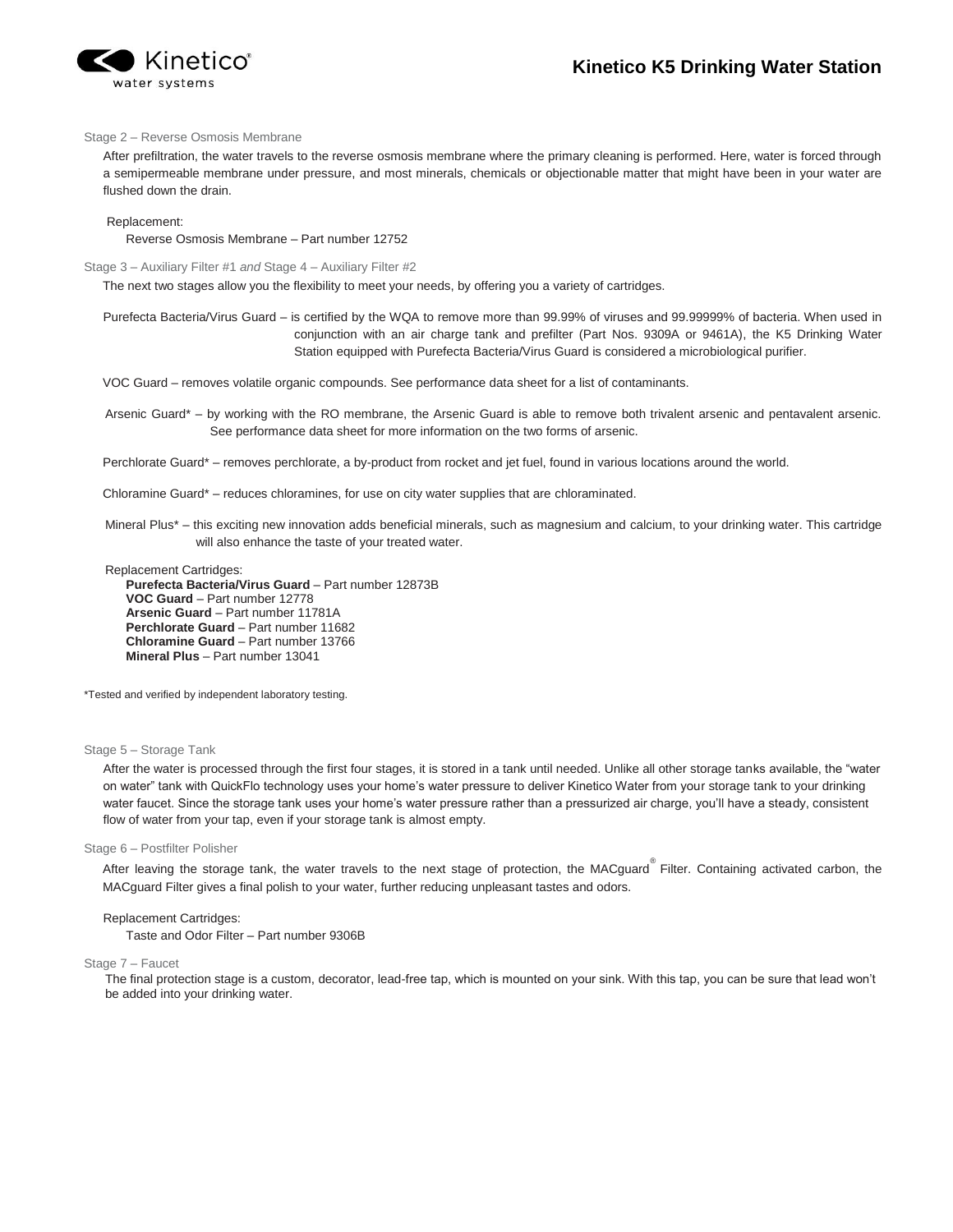Stage 2 – Reverse Osmosis Membrane

After prefiltration, the water travels to the reverse osmosis membrane where the primary cleaning is performed. Here, water is forced through a semipermeable membrane under pressure, and most minerals, chemicals or objectionable matter that might have been in your water are flushed down the drain.

Replacement:

Reverse Osmosis Membrane – Part number 12752

Stage 3 – Auxiliary Filter #1 *and* Stage 4 – Auxiliary Filter #2

The next two stages allow you the flexibility to meet your needs, by offering you a variety of cartridges.

Purefecta Bacteria/Virus Guard – is certified by the WQA to remove more than 99.99% of viruses and 99.99999% of bacteria. When used in conjunction with an air charge tank and prefilter (Part Nos. 9309A or 9461A), the K5 Drinking Water Station equipped with Purefecta Bacteria/Virus Guard is considered a microbiological purifier.

VOC Guard – removes volatile organic compounds. See performance data sheet for a list of contaminants.

Arsenic Guard* – by working with the RO membrane, the Arsenic Guard is able to remove both trivalent arsenic and pentavalent arsenic. See performance data sheet for more information on the two forms of arsenic.

Perchlorate Guard* – removes perchlorate, a by-product from rocket and jet fuel, found in various locations around the world.

Chloramine Guard* – reduces chloramines, for use on city water supplies that are chloraminated.

Mineral Plus* – this exciting new innovation adds beneficial minerals, such as magnesium and calcium, to your drinking water. This cartridge will also enhance the taste of your treated water.

Replacement Cartridges:

**Purefecta Bacteria/Virus Guard** – Part number 12873B
**VOC Guard** – Part number 12778
**Arsenic Guard** – Part number 11781A
**Perchlorate Guard** – Part number 11682
**Chloramine Guard** – Part number 13766
**Mineral Plus** – Part number 13041

*Tested and verified by independent laboratory testing.

Stage 5 – Storage Tank

After the water is processed through the first four stages, it is stored in a tank until needed. Unlike all other storage tanks available, the "water on water" tank with QuickFlo technology uses your home's water pressure to deliver Kinetico Water from your storage tank to your drinking water faucet. Since the storage tank uses your home's water pressure rather than a pressurized air charge, you'll have a steady, consistent flow of water from your tap, even if your storage tank is almost empty.

Stage 6 – Postfilter Polisher

After leaving the storage tank, the water travels to the next stage of protection, the MACguard® Filter. Containing activated carbon, the MACguard Filter gives a final polish to your water, further reducing unpleasant tastes and odors.

Replacement Cartridges:

Taste and Odor Filter – Part number 9306B

Stage 7 – Faucet

The final protection stage is a custom, decorator, lead-free tap, which is mounted on your sink. With this tap, you can be sure that lead won't be added into your drinking water.